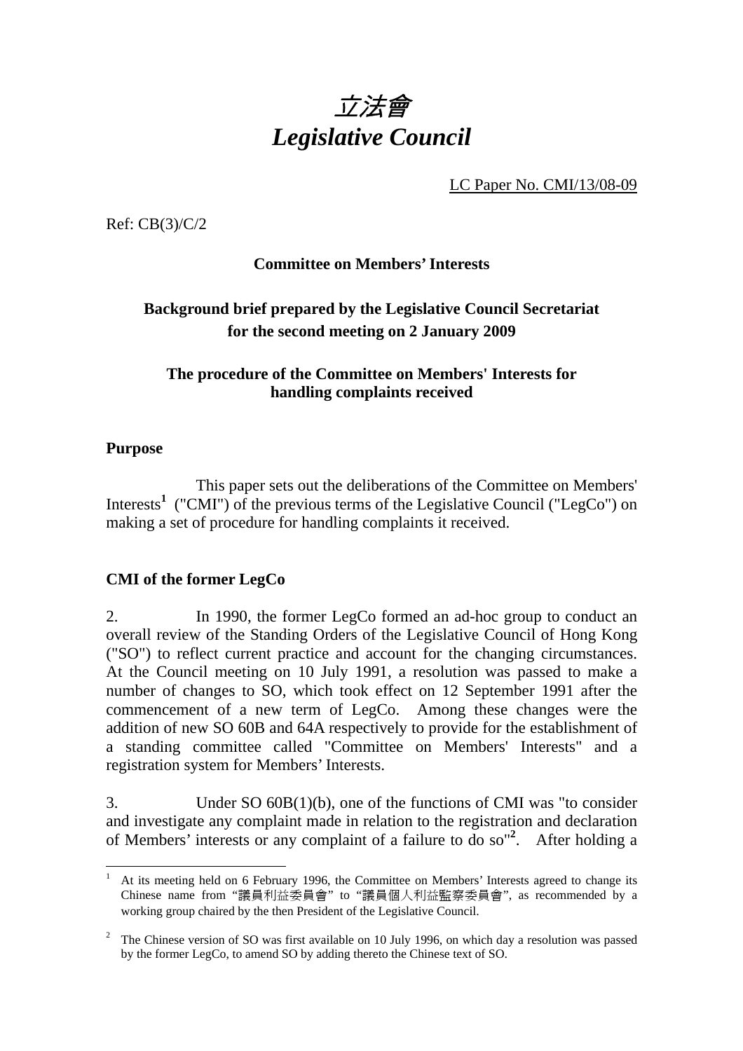# 立法會
# *Legislative Council*

LC Paper No. CMI/13/08-09

Ref: CB(3)/C/2

**Committee on Members' Interests**

**Background brief prepared by the Legislative Council Secretariat for the second meeting on 2 January 2009**

**The procedure of the Committee on Members' Interests for handling complaints received**

## Purpose

This paper sets out the deliberations of the Committee on Members' Interests[1] ("CMI") of the previous terms of the Legislative Council ("LegCo") on making a set of procedure for handling complaints it received.

## CMI of the former LegCo

2. In 1990, the former LegCo formed an ad-hoc group to conduct an overall review of the Standing Orders of the Legislative Council of Hong Kong ("SO") to reflect current practice and account for the changing circumstances. At the Council meeting on 10 July 1991, a resolution was passed to make a number of changes to SO, which took effect on 12 September 1991 after the commencement of a new term of LegCo. Among these changes were the addition of new SO 60B and 64A respectively to provide for the establishment of a standing committee called "Committee on Members' Interests" and a registration system for Members' Interests.

3. Under SO 60B(1)(b), one of the functions of CMI was "to consider and investigate any complaint made in relation to the registration and declaration of Members' interests or any complaint of a failure to do so"[2]. After holding a

---

[1] At its meeting held on 6 February 1996, the Committee on Members' Interests agreed to change its Chinese name from "議員利益委員會" to "議員個人利益監察委員會", as recommended by a working group chaired by the then President of the Legislative Council.

[2] The Chinese version of SO was first available on 10 July 1996, on which day a resolution was passed by the former LegCo, to amend SO by adding thereto the Chinese text of SO.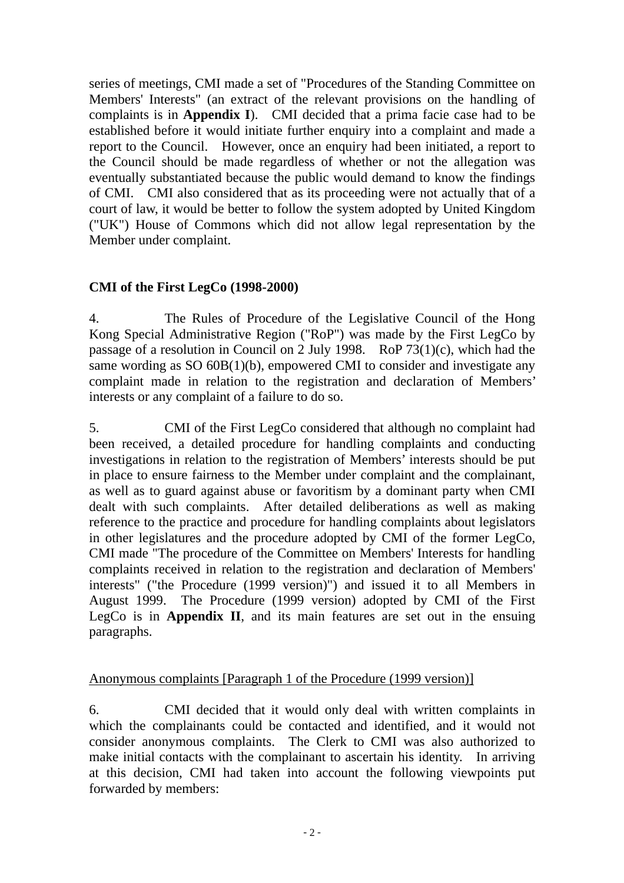series of meetings, CMI made a set of "Procedures of the Standing Committee on Members' Interests" (an extract of the relevant provisions on the handling of complaints is in **Appendix I**). CMI decided that a prima facie case had to be established before it would initiate further enquiry into a complaint and made a report to the Council. However, once an enquiry had been initiated, a report to the Council should be made regardless of whether or not the allegation was eventually substantiated because the public would demand to know the findings of CMI. CMI also considered that as its proceeding were not actually that of a court of law, it would be better to follow the system adopted by United Kingdom ("UK") House of Commons which did not allow legal representation by the Member under complaint.

**CMI of the First LegCo (1998-2000)**

4. The Rules of Procedure of the Legislative Council of the Hong Kong Special Administrative Region ("RoP") was made by the First LegCo by passage of a resolution in Council on 2 July 1998. RoP 73(1)(c), which had the same wording as SO 60B(1)(b), empowered CMI to consider and investigate any complaint made in relation to the registration and declaration of Members' interests or any complaint of a failure to do so.

5. CMI of the First LegCo considered that although no complaint had been received, a detailed procedure for handling complaints and conducting investigations in relation to the registration of Members' interests should be put in place to ensure fairness to the Member under complaint and the complainant, as well as to guard against abuse or favoritism by a dominant party when CMI dealt with such complaints. After detailed deliberations as well as making reference to the practice and procedure for handling complaints about legislators in other legislatures and the procedure adopted by CMI of the former LegCo, CMI made "The procedure of the Committee on Members' Interests for handling complaints received in relation to the registration and declaration of Members' interests" ("the Procedure (1999 version)") and issued it to all Members in August 1999. The Procedure (1999 version) adopted by CMI of the First LegCo is in **Appendix II**, and its main features are set out in the ensuing paragraphs.

<u>Anonymous complaints [Paragraph 1 of the Procedure (1999 version)]</u>

6. CMI decided that it would only deal with written complaints in which the complainants could be contacted and identified, and it would not consider anonymous complaints. The Clerk to CMI was also authorized to make initial contacts with the complainant to ascertain his identity. In arriving at this decision, CMI had taken into account the following viewpoints put forwarded by members: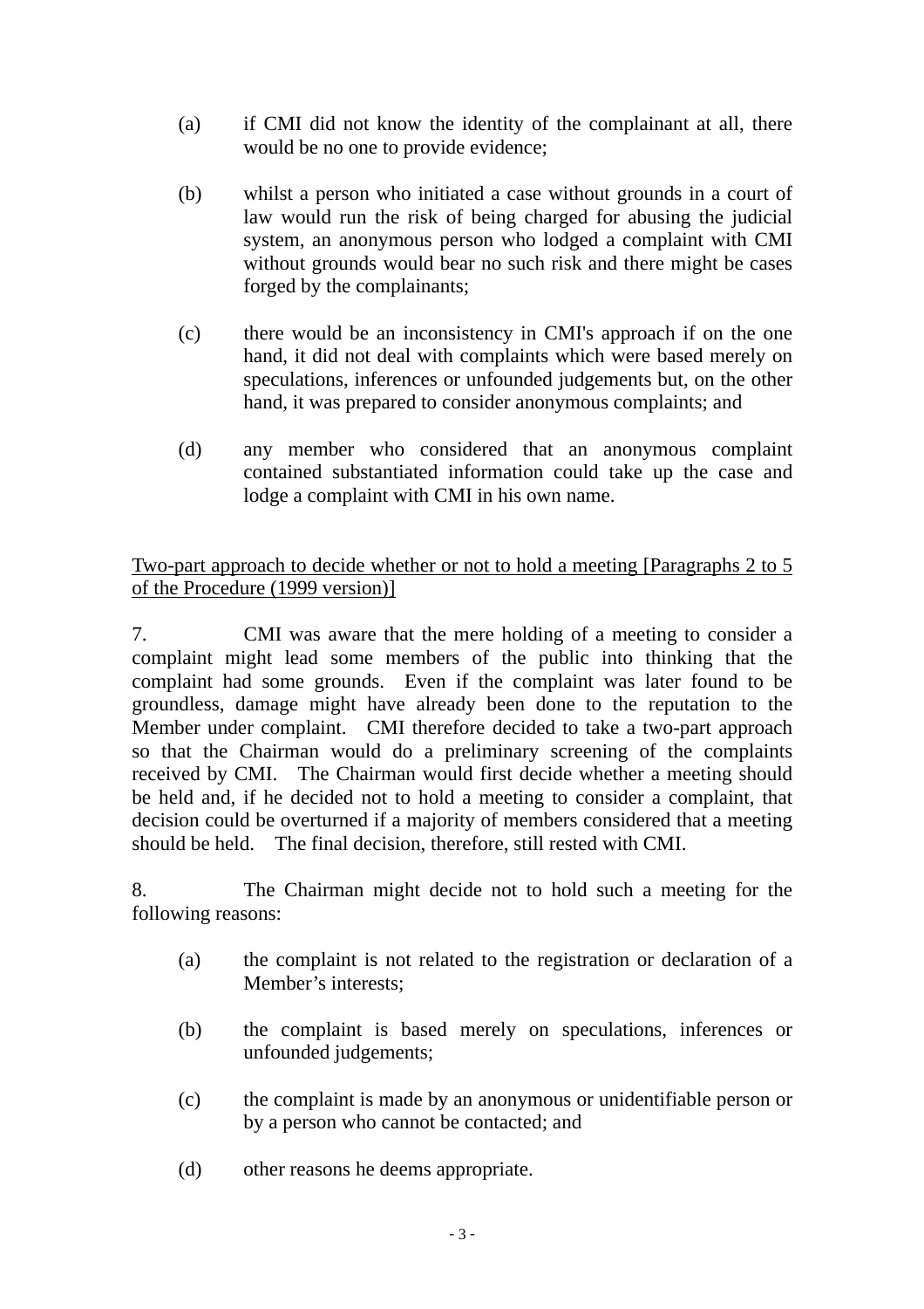(a) if CMI did not know the identity of the complainant at all, there would be no one to provide evidence;

(b) whilst a person who initiated a case without grounds in a court of law would run the risk of being charged for abusing the judicial system, an anonymous person who lodged a complaint with CMI without grounds would bear no such risk and there might be cases forged by the complainants;

(c) there would be an inconsistency in CMI's approach if on the one hand, it did not deal with complaints which were based merely on speculations, inferences or unfounded judgements but, on the other hand, it was prepared to consider anonymous complaints; and

(d) any member who considered that an anonymous complaint contained substantiated information could take up the case and lodge a complaint with CMI in his own name.

<u>Two-part approach to decide whether or not to hold a meeting [Paragraphs 2 to 5 of the Procedure (1999 version)]</u>

7. CMI was aware that the mere holding of a meeting to consider a complaint might lead some members of the public into thinking that the complaint had some grounds. Even if the complaint was later found to be groundless, damage might have already been done to the reputation to the Member under complaint. CMI therefore decided to take a two-part approach so that the Chairman would do a preliminary screening of the complaints received by CMI. The Chairman would first decide whether a meeting should be held and, if he decided not to hold a meeting to consider a complaint, that decision could be overturned if a majority of members considered that a meeting should be held. The final decision, therefore, still rested with CMI.

8. The Chairman might decide not to hold such a meeting for the following reasons:

(a) the complaint is not related to the registration or declaration of a Member's interests;

(b) the complaint is based merely on speculations, inferences or unfounded judgements;

(c) the complaint is made by an anonymous or unidentifiable person or by a person who cannot be contacted; and

(d) other reasons he deems appropriate.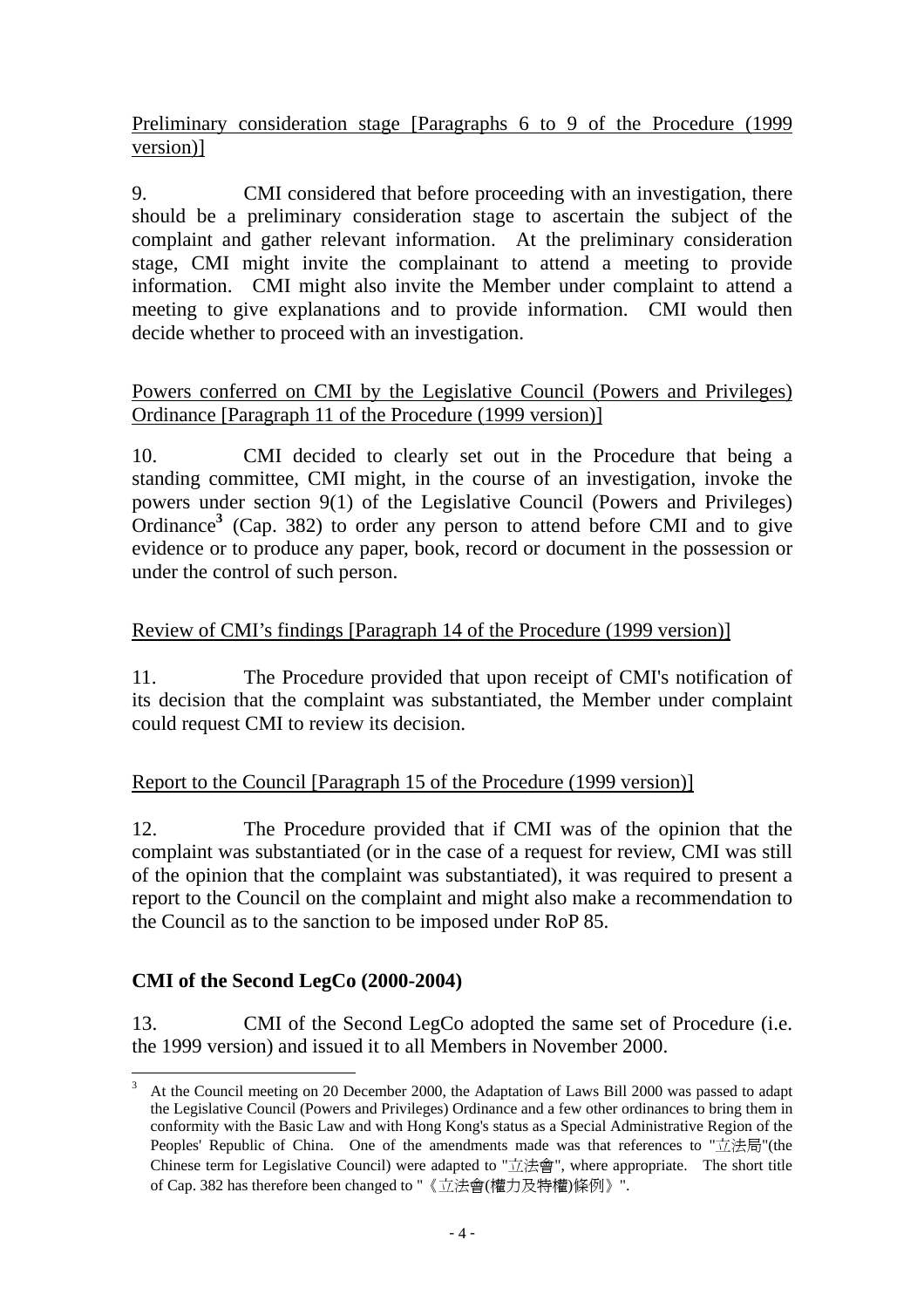Preliminary consideration stage [Paragraphs 6 to 9 of the Procedure (1999 version)]

9. CMI considered that before proceeding with an investigation, there should be a preliminary consideration stage to ascertain the subject of the complaint and gather relevant information. At the preliminary consideration stage, CMI might invite the complainant to attend a meeting to provide information. CMI might also invite the Member under complaint to attend a meeting to give explanations and to provide information. CMI would then decide whether to proceed with an investigation.

Powers conferred on CMI by the Legislative Council (Powers and Privileges) Ordinance [Paragraph 11 of the Procedure (1999 version)]

10. CMI decided to clearly set out in the Procedure that being a standing committee, CMI might, in the course of an investigation, invoke the powers under section 9(1) of the Legislative Council (Powers and Privileges) Ordinance[3] (Cap. 382) to order any person to attend before CMI and to give evidence or to produce any paper, book, record or document in the possession or under the control of such person.

Review of CMI's findings [Paragraph 14 of the Procedure (1999 version)]

11. The Procedure provided that upon receipt of CMI's notification of its decision that the complaint was substantiated, the Member under complaint could request CMI to review its decision.

Report to the Council [Paragraph 15 of the Procedure (1999 version)]

12. The Procedure provided that if CMI was of the opinion that the complaint was substantiated (or in the case of a request for review, CMI was still of the opinion that the complaint was substantiated), it was required to present a report to the Council on the complaint and might also make a recommendation to the Council as to the sanction to be imposed under RoP 85.

**CMI of the Second LegCo (2000-2004)**

13. CMI of the Second LegCo adopted the same set of Procedure (i.e. the 1999 version) and issued it to all Members in November 2000.

---

[3] At the Council meeting on 20 December 2000, the Adaptation of Laws Bill 2000 was passed to adapt the Legislative Council (Powers and Privileges) Ordinance and a few other ordinances to bring them in conformity with the Basic Law and with Hong Kong's status as a Special Administrative Region of the Peoples' Republic of China. One of the amendments made was that references to "立法局"(the Chinese term for Legislative Council) were adapted to "立法會", where appropriate. The short title of Cap. 382 has therefore been changed to "《立法會(權力及特權)條例》".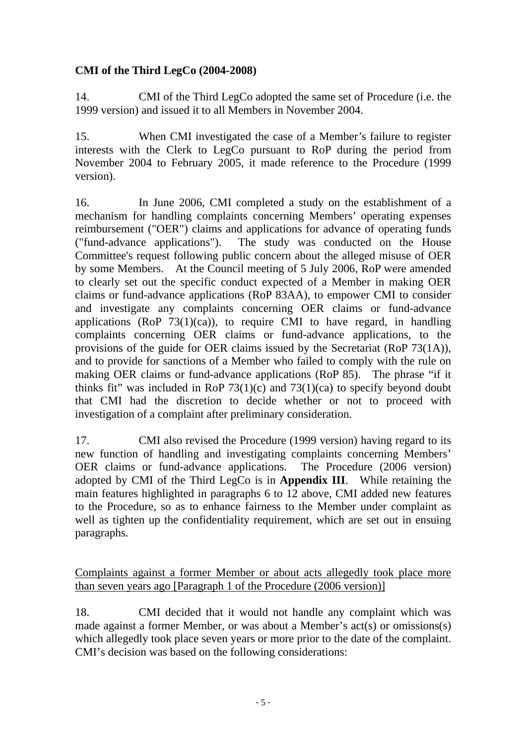**CMI of the Third LegCo (2004-2008)**

14. CMI of the Third LegCo adopted the same set of Procedure (i.e. the 1999 version) and issued it to all Members in November 2004.

15. When CMI investigated the case of a Member's failure to register interests with the Clerk to LegCo pursuant to RoP during the period from November 2004 to February 2005, it made reference to the Procedure (1999 version).

16. In June 2006, CMI completed a study on the establishment of a mechanism for handling complaints concerning Members' operating expenses reimbursement ("OER") claims and applications for advance of operating funds ("fund-advance applications"). The study was conducted on the House Committee's request following public concern about the alleged misuse of OER by some Members. At the Council meeting of 5 July 2006, RoP were amended to clearly set out the specific conduct expected of a Member in making OER claims or fund-advance applications (RoP 83AA), to empower CMI to consider and investigate any complaints concerning OER claims or fund-advance applications (RoP 73(1)(ca)), to require CMI to have regard, in handling complaints concerning OER claims or fund-advance applications, to the provisions of the guide for OER claims issued by the Secretariat (RoP 73(1A)), and to provide for sanctions of a Member who failed to comply with the rule on making OER claims or fund-advance applications (RoP 85). The phrase "if it thinks fit" was included in RoP 73(1)(c) and 73(1)(ca) to specify beyond doubt that CMI had the discretion to decide whether or not to proceed with investigation of a complaint after preliminary consideration.

17. CMI also revised the Procedure (1999 version) having regard to its new function of handling and investigating complaints concerning Members' OER claims or fund-advance applications. The Procedure (2006 version) adopted by CMI of the Third LegCo is in **Appendix III**. While retaining the main features highlighted in paragraphs 6 to 12 above, CMI added new features to the Procedure, so as to enhance fairness to the Member under complaint as well as tighten up the confidentiality requirement, which are set out in ensuing paragraphs.

<u>Complaints against a former Member or about acts allegedly took place more than seven years ago [Paragraph 1 of the Procedure (2006 version)]</u>

18. CMI decided that it would not handle any complaint which was made against a former Member, or was about a Member's act(s) or omissions(s) which allegedly took place seven years or more prior to the date of the complaint. CMI's decision was based on the following considerations: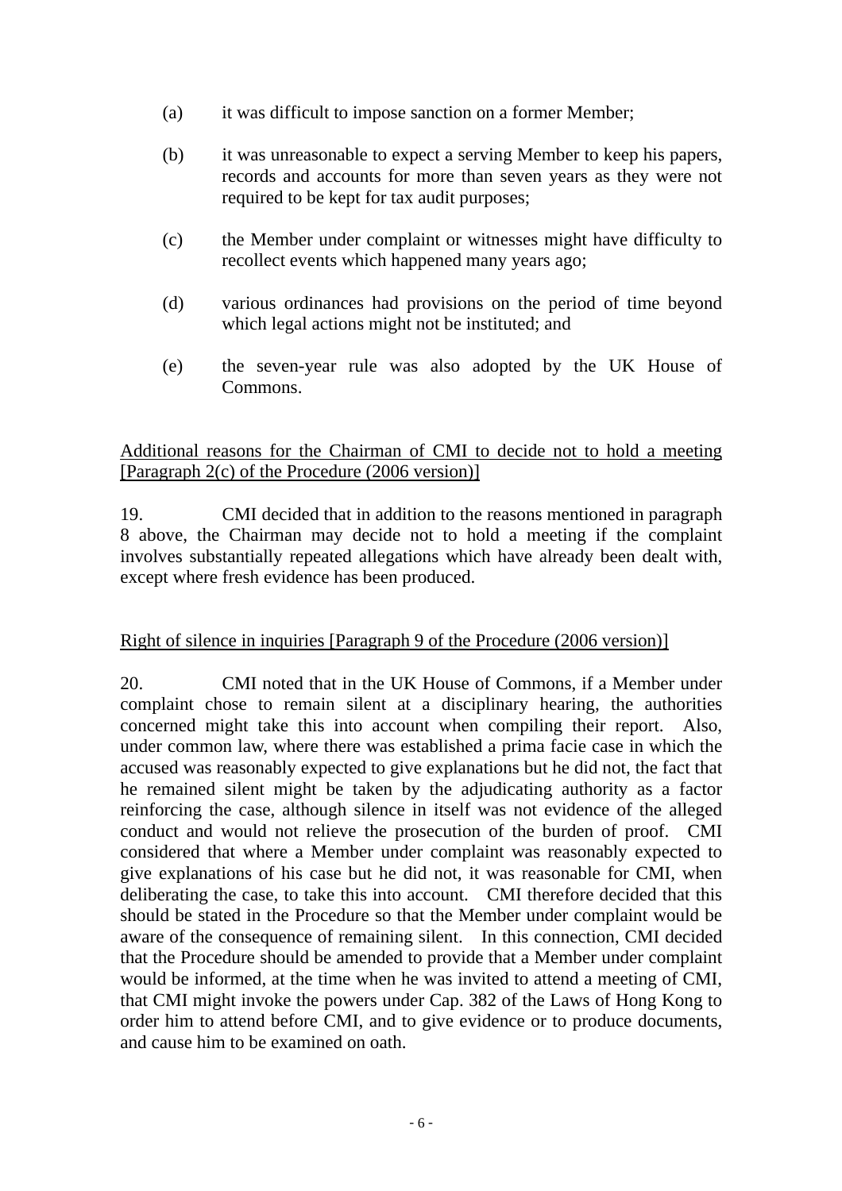(a) it was difficult to impose sanction on a former Member;

(b) it was unreasonable to expect a serving Member to keep his papers, records and accounts for more than seven years as they were not required to be kept for tax audit purposes;

(c) the Member under complaint or witnesses might have difficulty to recollect events which happened many years ago;

(d) various ordinances had provisions on the period of time beyond which legal actions might not be instituted; and

(e) the seven-year rule was also adopted by the UK House of Commons.

<u>Additional reasons for the Chairman of CMI to decide not to hold a meeting [Paragraph 2(c) of the Procedure (2006 version)]</u>

19. CMI decided that in addition to the reasons mentioned in paragraph 8 above, the Chairman may decide not to hold a meeting if the complaint involves substantially repeated allegations which have already been dealt with, except where fresh evidence has been produced.

<u>Right of silence in inquiries [Paragraph 9 of the Procedure (2006 version)]</u>

20. CMI noted that in the UK House of Commons, if a Member under complaint chose to remain silent at a disciplinary hearing, the authorities concerned might take this into account when compiling their report. Also, under common law, where there was established a prima facie case in which the accused was reasonably expected to give explanations but he did not, the fact that he remained silent might be taken by the adjudicating authority as a factor reinforcing the case, although silence in itself was not evidence of the alleged conduct and would not relieve the prosecution of the burden of proof. CMI considered that where a Member under complaint was reasonably expected to give explanations of his case but he did not, it was reasonable for CMI, when deliberating the case, to take this into account. CMI therefore decided that this should be stated in the Procedure so that the Member under complaint would be aware of the consequence of remaining silent. In this connection, CMI decided that the Procedure should be amended to provide that a Member under complaint would be informed, at the time when he was invited to attend a meeting of CMI, that CMI might invoke the powers under Cap. 382 of the Laws of Hong Kong to order him to attend before CMI, and to give evidence or to produce documents, and cause him to be examined on oath.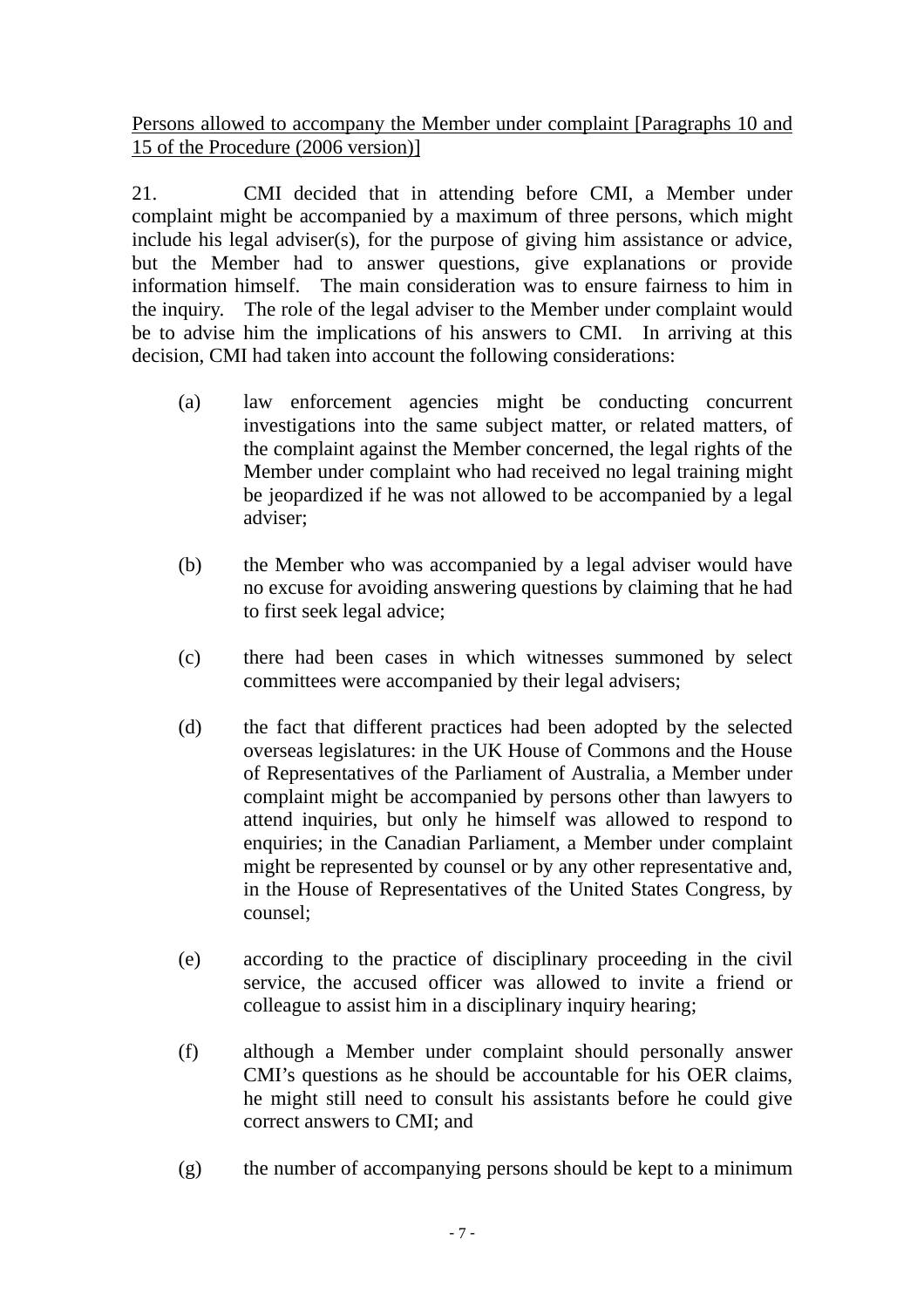<u>Persons allowed to accompany the Member under complaint [Paragraphs 10 and 15 of the Procedure (2006 version)]</u>

21. CMI decided that in attending before CMI, a Member under complaint might be accompanied by a maximum of three persons, which might include his legal adviser(s), for the purpose of giving him assistance or advice, but the Member had to answer questions, give explanations or provide information himself. The main consideration was to ensure fairness to him in the inquiry. The role of the legal adviser to the Member under complaint would be to advise him the implications of his answers to CMI. In arriving at this decision, CMI had taken into account the following considerations:

(a) law enforcement agencies might be conducting concurrent investigations into the same subject matter, or related matters, of the complaint against the Member concerned, the legal rights of the Member under complaint who had received no legal training might be jeopardized if he was not allowed to be accompanied by a legal adviser;

(b) the Member who was accompanied by a legal adviser would have no excuse for avoiding answering questions by claiming that he had to first seek legal advice;

(c) there had been cases in which witnesses summoned by select committees were accompanied by their legal advisers;

(d) the fact that different practices had been adopted by the selected overseas legislatures: in the UK House of Commons and the House of Representatives of the Parliament of Australia, a Member under complaint might be accompanied by persons other than lawyers to attend inquiries, but only he himself was allowed to respond to enquiries; in the Canadian Parliament, a Member under complaint might be represented by counsel or by any other representative and, in the House of Representatives of the United States Congress, by counsel;

(e) according to the practice of disciplinary proceeding in the civil service, the accused officer was allowed to invite a friend or colleague to assist him in a disciplinary inquiry hearing;

(f) although a Member under complaint should personally answer CMI's questions as he should be accountable for his OER claims, he might still need to consult his assistants before he could give correct answers to CMI; and

(g) the number of accompanying persons should be kept to a minimum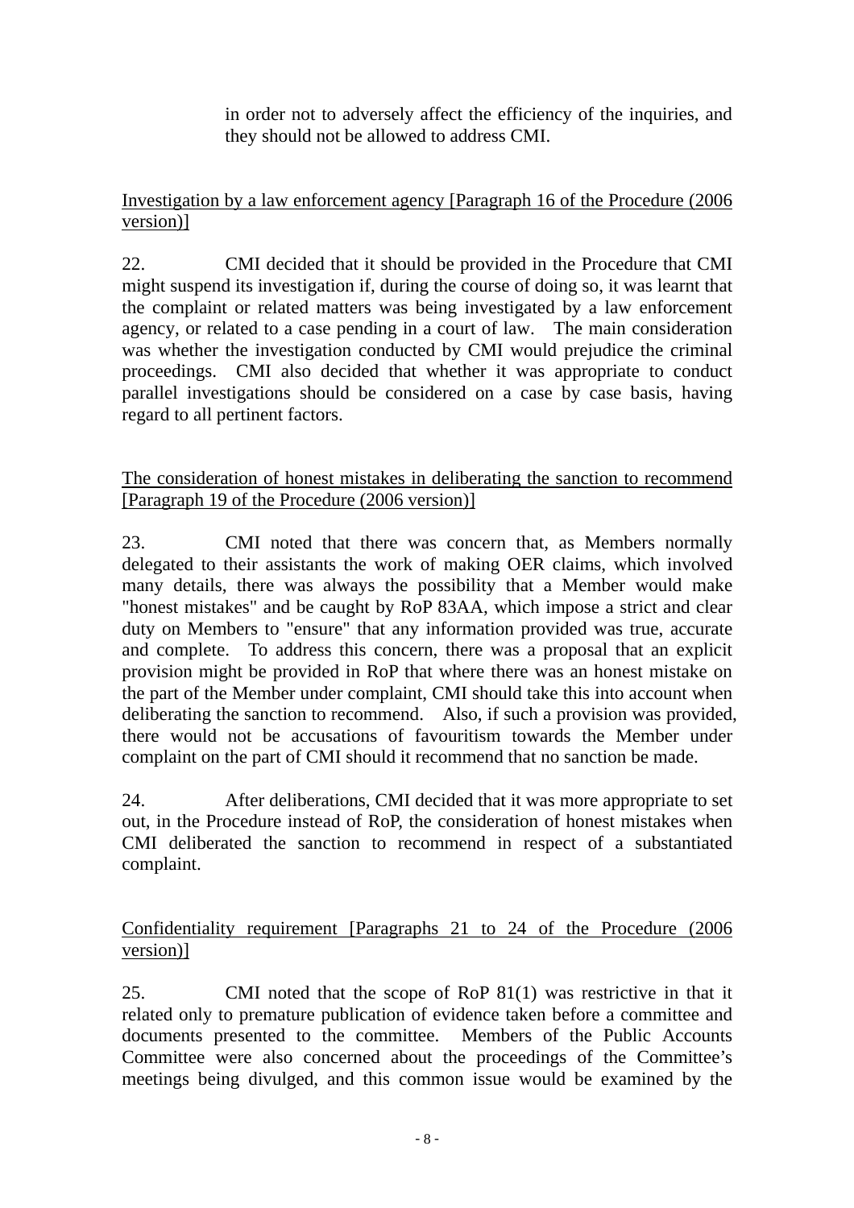in order not to adversely affect the efficiency of the inquiries, and they should not be allowed to address CMI.

Investigation by a law enforcement agency [Paragraph 16 of the Procedure (2006 version)]

22. CMI decided that it should be provided in the Procedure that CMI might suspend its investigation if, during the course of doing so, it was learnt that the complaint or related matters was being investigated by a law enforcement agency, or related to a case pending in a court of law. The main consideration was whether the investigation conducted by CMI would prejudice the criminal proceedings. CMI also decided that whether it was appropriate to conduct parallel investigations should be considered on a case by case basis, having regard to all pertinent factors.

The consideration of honest mistakes in deliberating the sanction to recommend [Paragraph 19 of the Procedure (2006 version)]

23. CMI noted that there was concern that, as Members normally delegated to their assistants the work of making OER claims, which involved many details, there was always the possibility that a Member would make "honest mistakes" and be caught by RoP 83AA, which impose a strict and clear duty on Members to "ensure" that any information provided was true, accurate and complete. To address this concern, there was a proposal that an explicit provision might be provided in RoP that where there was an honest mistake on the part of the Member under complaint, CMI should take this into account when deliberating the sanction to recommend. Also, if such a provision was provided, there would not be accusations of favouritism towards the Member under complaint on the part of CMI should it recommend that no sanction be made.

24. After deliberations, CMI decided that it was more appropriate to set out, in the Procedure instead of RoP, the consideration of honest mistakes when CMI deliberated the sanction to recommend in respect of a substantiated complaint.

Confidentiality requirement [Paragraphs 21 to 24 of the Procedure (2006 version)]

25. CMI noted that the scope of RoP 81(1) was restrictive in that it related only to premature publication of evidence taken before a committee and documents presented to the committee. Members of the Public Accounts Committee were also concerned about the proceedings of the Committee's meetings being divulged, and this common issue would be examined by the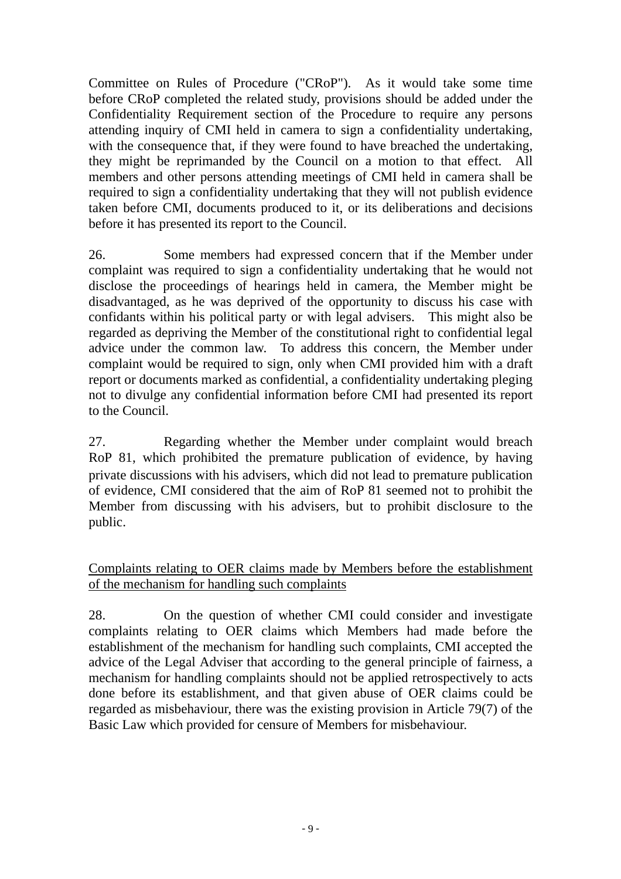Committee on Rules of Procedure ("CRoP"). As it would take some time before CRoP completed the related study, provisions should be added under the Confidentiality Requirement section of the Procedure to require any persons attending inquiry of CMI held in camera to sign a confidentiality undertaking, with the consequence that, if they were found to have breached the undertaking, they might be reprimanded by the Council on a motion to that effect. All members and other persons attending meetings of CMI held in camera shall be required to sign a confidentiality undertaking that they will not publish evidence taken before CMI, documents produced to it, or its deliberations and decisions before it has presented its report to the Council.

26. Some members had expressed concern that if the Member under complaint was required to sign a confidentiality undertaking that he would not disclose the proceedings of hearings held in camera, the Member might be disadvantaged, as he was deprived of the opportunity to discuss his case with confidants within his political party or with legal advisers. This might also be regarded as depriving the Member of the constitutional right to confidential legal advice under the common law. To address this concern, the Member under complaint would be required to sign, only when CMI provided him with a draft report or documents marked as confidential, a confidentiality undertaking pleging not to divulge any confidential information before CMI had presented its report to the Council.

27. Regarding whether the Member under complaint would breach RoP 81, which prohibited the premature publication of evidence, by having private discussions with his advisers, which did not lead to premature publication of evidence, CMI considered that the aim of RoP 81 seemed not to prohibit the Member from discussing with his advisers, but to prohibit disclosure to the public.

<u>Complaints relating to OER claims made by Members before the establishment of the mechanism for handling such complaints</u>

28. On the question of whether CMI could consider and investigate complaints relating to OER claims which Members had made before the establishment of the mechanism for handling such complaints, CMI accepted the advice of the Legal Adviser that according to the general principle of fairness, a mechanism for handling complaints should not be applied retrospectively to acts done before its establishment, and that given abuse of OER claims could be regarded as misbehaviour, there was the existing provision in Article 79(7) of the Basic Law which provided for censure of Members for misbehaviour.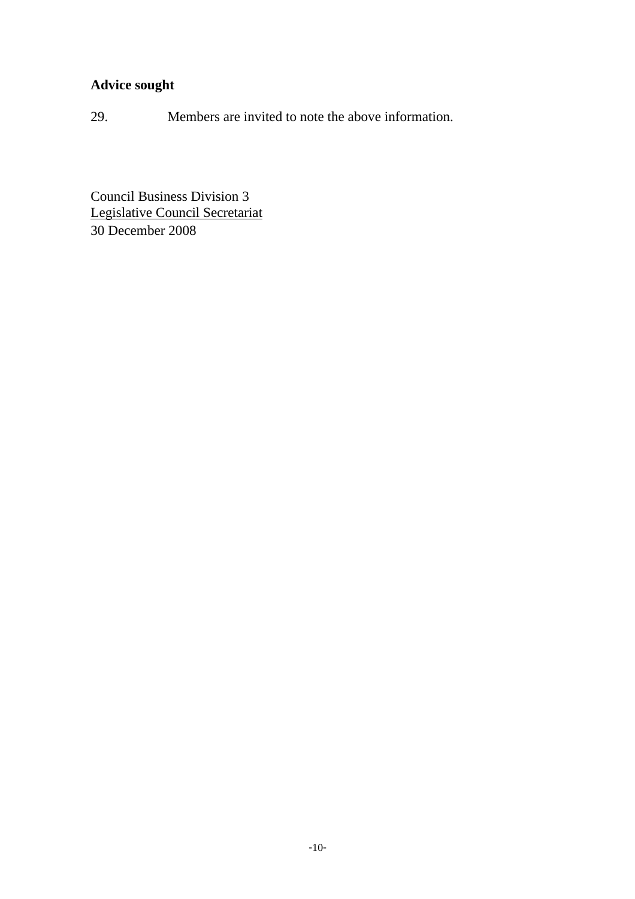**Advice sought**

29. Members are invited to note the above information.

Council Business Division 3
Legislative Council Secretariat
30 December 2008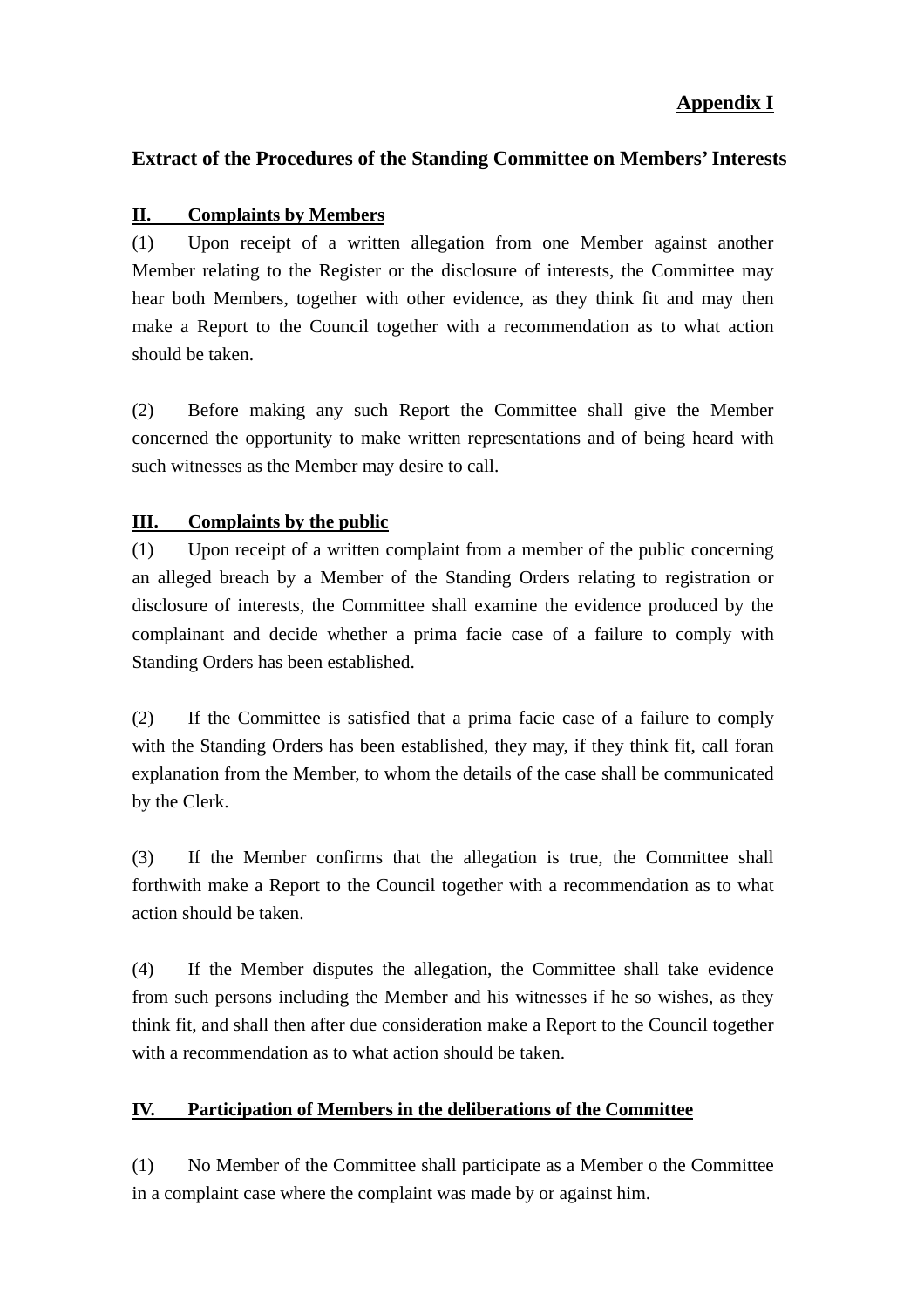**Appendix I**

## Extract of the Procedures of the Standing Committee on Members' Interests

### II. Complaints by Members

(1) Upon receipt of a written allegation from one Member against another Member relating to the Register or the disclosure of interests, the Committee may hear both Members, together with other evidence, as they think fit and may then make a Report to the Council together with a recommendation as to what action should be taken.

(2) Before making any such Report the Committee shall give the Member concerned the opportunity to make written representations and of being heard with such witnesses as the Member may desire to call.

### III. Complaints by the public

(1) Upon receipt of a written complaint from a member of the public concerning an alleged breach by a Member of the Standing Orders relating to registration or disclosure of interests, the Committee shall examine the evidence produced by the complainant and decide whether a prima facie case of a failure to comply with Standing Orders has been established.

(2) If the Committee is satisfied that a prima facie case of a failure to comply with the Standing Orders has been established, they may, if they think fit, call foran explanation from the Member, to whom the details of the case shall be communicated by the Clerk.

(3) If the Member confirms that the allegation is true, the Committee shall forthwith make a Report to the Council together with a recommendation as to what action should be taken.

(4) If the Member disputes the allegation, the Committee shall take evidence from such persons including the Member and his witnesses if he so wishes, as they think fit, and shall then after due consideration make a Report to the Council together with a recommendation as to what action should be taken.

### IV. Participation of Members in the deliberations of the Committee

(1) No Member of the Committee shall participate as a Member o the Committee in a complaint case where the complaint was made by or against him.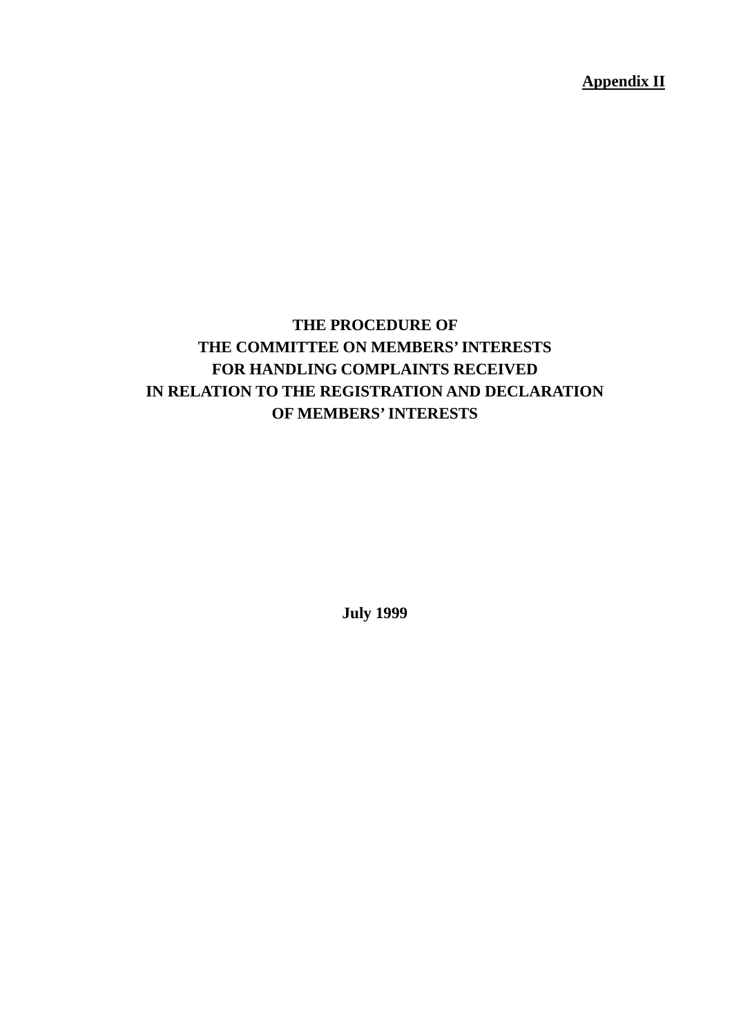**Appendix II**

# THE PROCEDURE OF THE COMMITTEE ON MEMBERS' INTERESTS FOR HANDLING COMPLAINTS RECEIVED IN RELATION TO THE REGISTRATION AND DECLARATION OF MEMBERS' INTERESTS

**July 1999**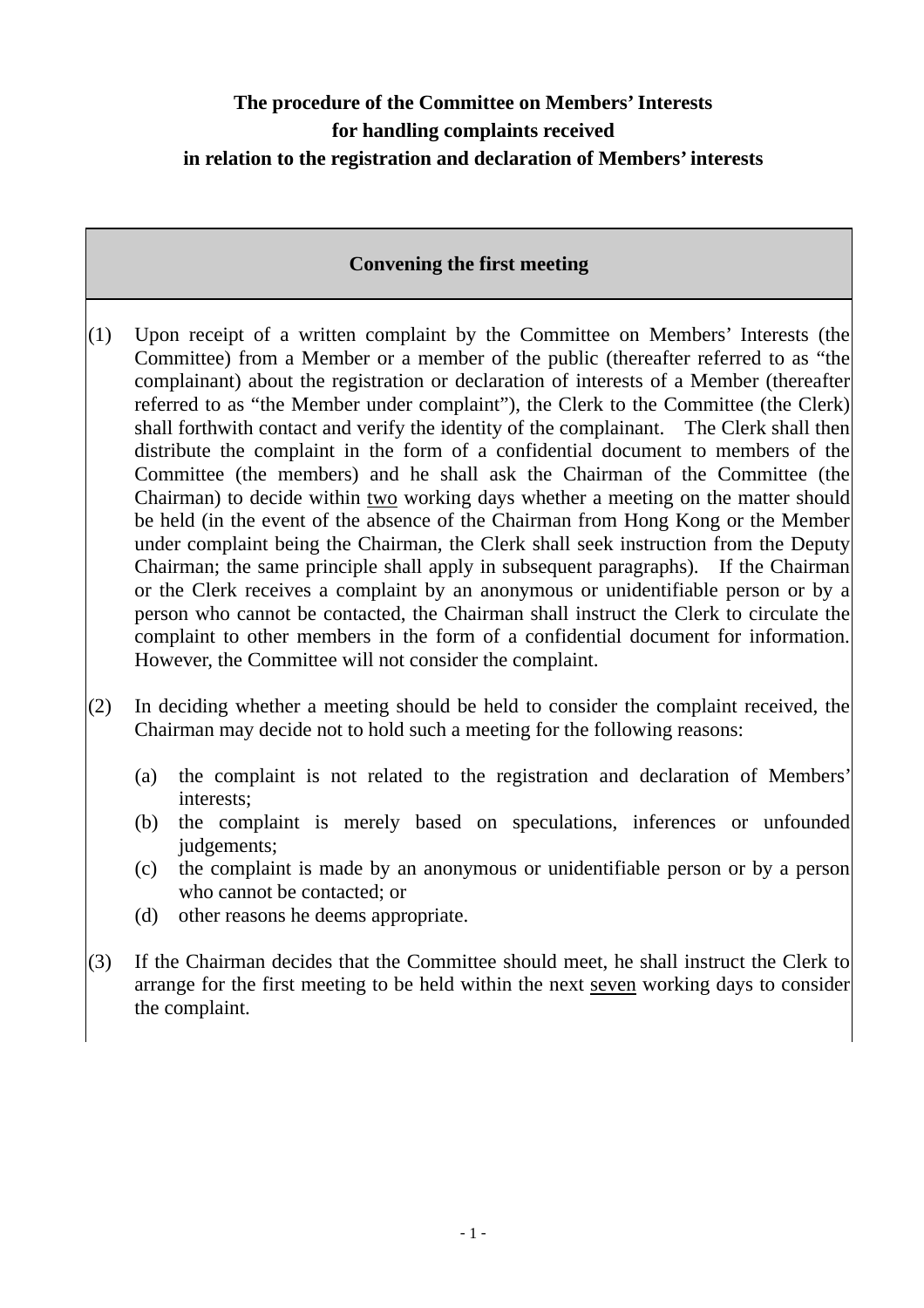**The procedure of the Committee on Members' Interests for handling complaints received in relation to the registration and declaration of Members' interests**

## Convening the first meeting

(1) Upon receipt of a written complaint by the Committee on Members' Interests (the Committee) from a Member or a member of the public (thereafter referred to as "the complainant) about the registration or declaration of interests of a Member (thereafter referred to as "the Member under complaint"), the Clerk to the Committee (the Clerk) shall forthwith contact and verify the identity of the complainant. The Clerk shall then distribute the complaint in the form of a confidential document to members of the Committee (the members) and he shall ask the Chairman of the Committee (the Chairman) to decide within <u>two</u> working days whether a meeting on the matter should be held (in the event of the absence of the Chairman from Hong Kong or the Member under complaint being the Chairman, the Clerk shall seek instruction from the Deputy Chairman; the same principle shall apply in subsequent paragraphs). If the Chairman or the Clerk receives a complaint by an anonymous or unidentifiable person or by a person who cannot be contacted, the Chairman shall instruct the Clerk to circulate the complaint to other members in the form of a confidential document for information. However, the Committee will not consider the complaint.

(2) In deciding whether a meeting should be held to consider the complaint received, the Chairman may decide not to hold such a meeting for the following reasons:

(a) the complaint is not related to the registration and declaration of Members' interests;
(b) the complaint is merely based on speculations, inferences or unfounded judgements;
(c) the complaint is made by an anonymous or unidentifiable person or by a person who cannot be contacted; or
(d) other reasons he deems appropriate.

(3) If the Chairman decides that the Committee should meet, he shall instruct the Clerk to arrange for the first meeting to be held within the next <u>seven</u> working days to consider the complaint.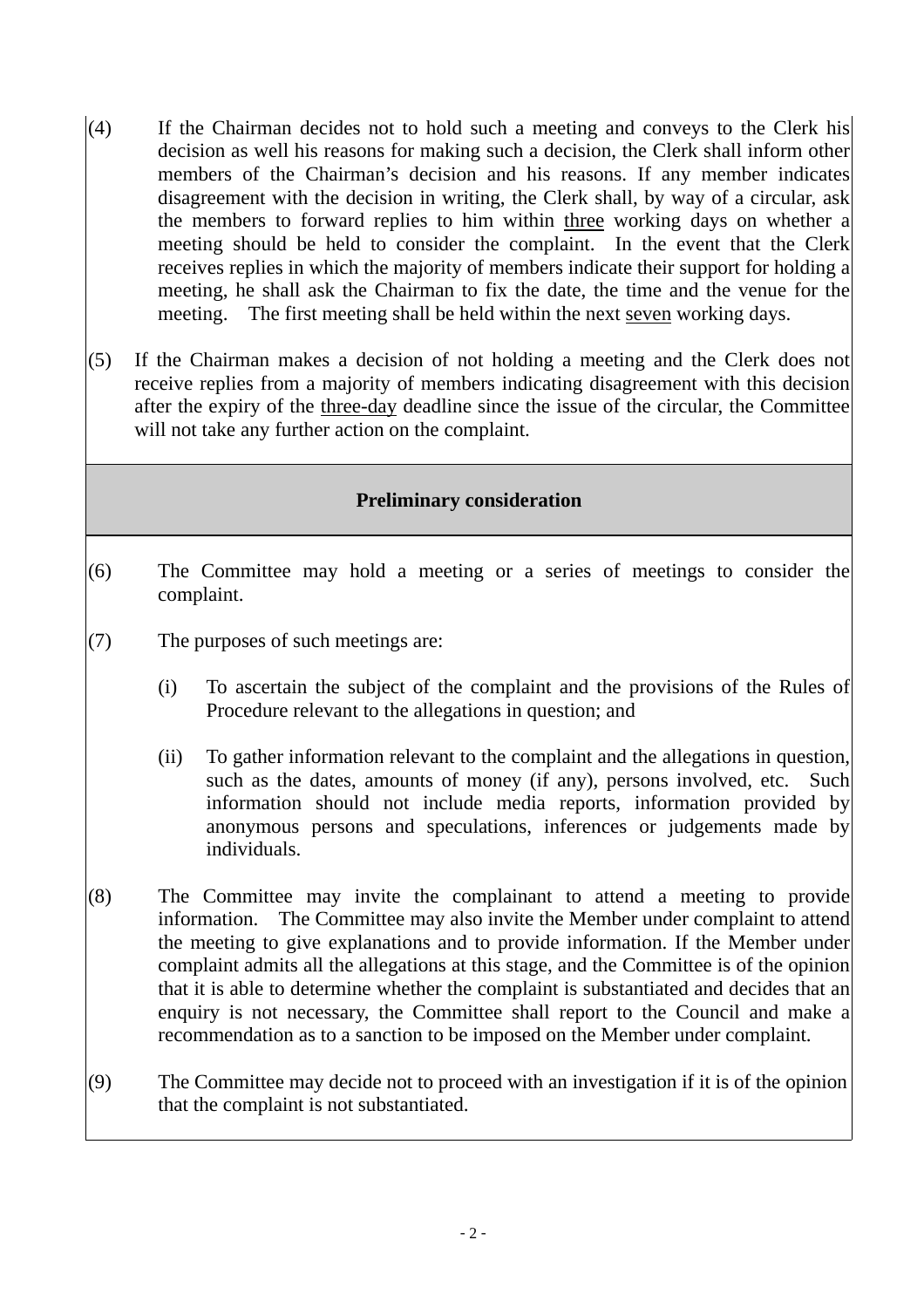(4) If the Chairman decides not to hold such a meeting and conveys to the Clerk his decision as well his reasons for making such a decision, the Clerk shall inform other members of the Chairman's decision and his reasons. If any member indicates disagreement with the decision in writing, the Clerk shall, by way of a circular, ask the members to forward replies to him within <u>three</u> working days on whether a meeting should be held to consider the complaint. In the event that the Clerk receives replies in which the majority of members indicate their support for holding a meeting, he shall ask the Chairman to fix the date, the time and the venue for the meeting. The first meeting shall be held within the next <u>seven</u> working days.

(5) If the Chairman makes a decision of not holding a meeting and the Clerk does not receive replies from a majority of members indicating disagreement with this decision after the expiry of the <u>three-day</u> deadline since the issue of the circular, the Committee will not take any further action on the complaint.

**Preliminary consideration**

(6) The Committee may hold a meeting or a series of meetings to consider the complaint.

(7) The purposes of such meetings are:

   (i) To ascertain the subject of the complaint and the provisions of the Rules of Procedure relevant to the allegations in question; and

   (ii) To gather information relevant to the complaint and the allegations in question, such as the dates, amounts of money (if any), persons involved, etc. Such information should not include media reports, information provided by anonymous persons and speculations, inferences or judgements made by individuals.

(8) The Committee may invite the complainant to attend a meeting to provide information. The Committee may also invite the Member under complaint to attend the meeting to give explanations and to provide information. If the Member under complaint admits all the allegations at this stage, and the Committee is of the opinion that it is able to determine whether the complaint is substantiated and decides that an enquiry is not necessary, the Committee shall report to the Council and make a recommendation as to a sanction to be imposed on the Member under complaint.

(9) The Committee may decide not to proceed with an investigation if it is of the opinion that the complaint is not substantiated.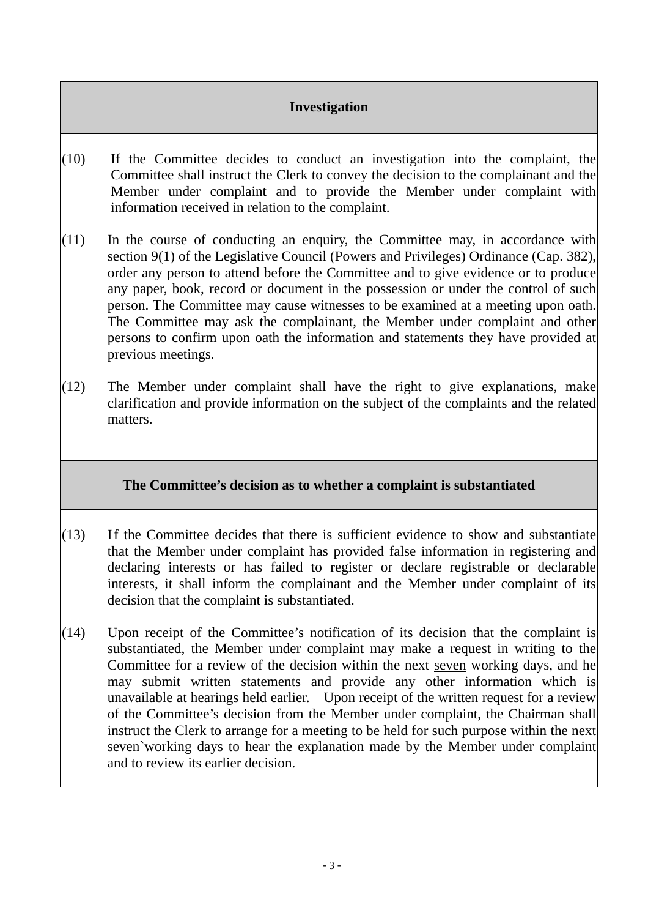## Investigation

(10) If the Committee decides to conduct an investigation into the complaint, the Committee shall instruct the Clerk to convey the decision to the complainant and the Member under complaint and to provide the Member under complaint with information received in relation to the complaint.

(11) In the course of conducting an enquiry, the Committee may, in accordance with section 9(1) of the Legislative Council (Powers and Privileges) Ordinance (Cap. 382), order any person to attend before the Committee and to give evidence or to produce any paper, book, record or document in the possession or under the control of such person. The Committee may cause witnesses to be examined at a meeting upon oath. The Committee may ask the complainant, the Member under complaint and other persons to confirm upon oath the information and statements they have provided at previous meetings.

(12) The Member under complaint shall have the right to give explanations, make clarification and provide information on the subject of the complaints and the related matters.

## The Committee's decision as to whether a complaint is substantiated

(13) If the Committee decides that there is sufficient evidence to show and substantiate that the Member under complaint has provided false information in registering and declaring interests or has failed to register or declare registrable or declarable interests, it shall inform the complainant and the Member under complaint of its decision that the complaint is substantiated.

(14) Upon receipt of the Committee's notification of its decision that the complaint is substantiated, the Member under complaint may make a request in writing to the Committee for a review of the decision within the next seven working days, and he may submit written statements and provide any other information which is unavailable at hearings held earlier. Upon receipt of the written request for a review of the Committee's decision from the Member under complaint, the Chairman shall instruct the Clerk to arrange for a meeting to be held for such purpose within the next seven`working days to hear the explanation made by the Member under complaint and to review its earlier decision.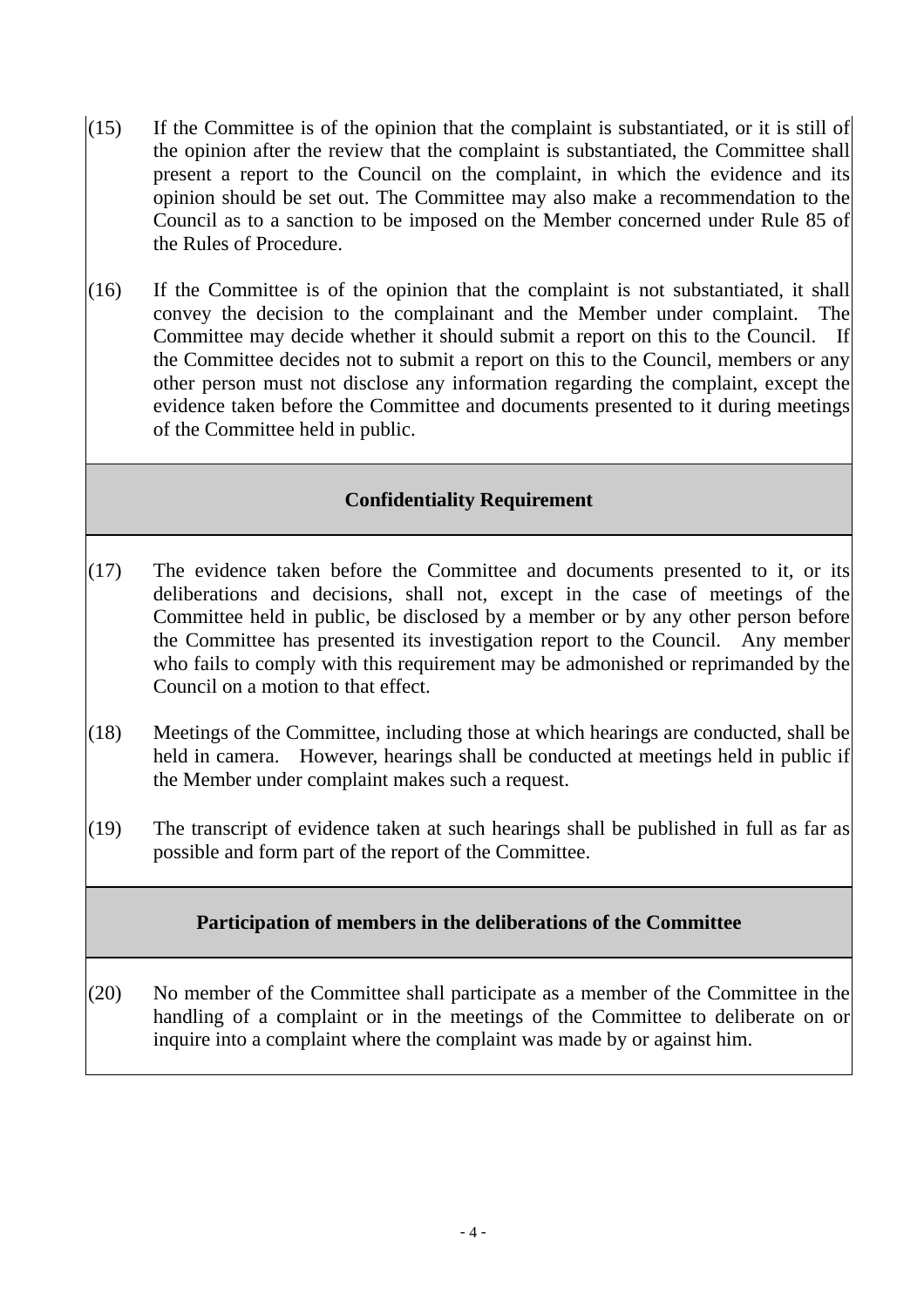(15) If the Committee is of the opinion that the complaint is substantiated, or it is still of the opinion after the review that the complaint is substantiated, the Committee shall present a report to the Council on the complaint, in which the evidence and its opinion should be set out. The Committee may also make a recommendation to the Council as to a sanction to be imposed on the Member concerned under Rule 85 of the Rules of Procedure.

(16) If the Committee is of the opinion that the complaint is not substantiated, it shall convey the decision to the complainant and the Member under complaint. The Committee may decide whether it should submit a report on this to the Council. If the Committee decides not to submit a report on this to the Council, members or any other person must not disclose any information regarding the complaint, except the evidence taken before the Committee and documents presented to it during meetings of the Committee held in public.

## Confidentiality Requirement

(17) The evidence taken before the Committee and documents presented to it, or its deliberations and decisions, shall not, except in the case of meetings of the Committee held in public, be disclosed by a member or by any other person before the Committee has presented its investigation report to the Council. Any member who fails to comply with this requirement may be admonished or reprimanded by the Council on a motion to that effect.

(18) Meetings of the Committee, including those at which hearings are conducted, shall be held in camera. However, hearings shall be conducted at meetings held in public if the Member under complaint makes such a request.

(19) The transcript of evidence taken at such hearings shall be published in full as far as possible and form part of the report of the Committee.

## Participation of members in the deliberations of the Committee

(20) No member of the Committee shall participate as a member of the Committee in the handling of a complaint or in the meetings of the Committee to deliberate on or inquire into a complaint where the complaint was made by or against him.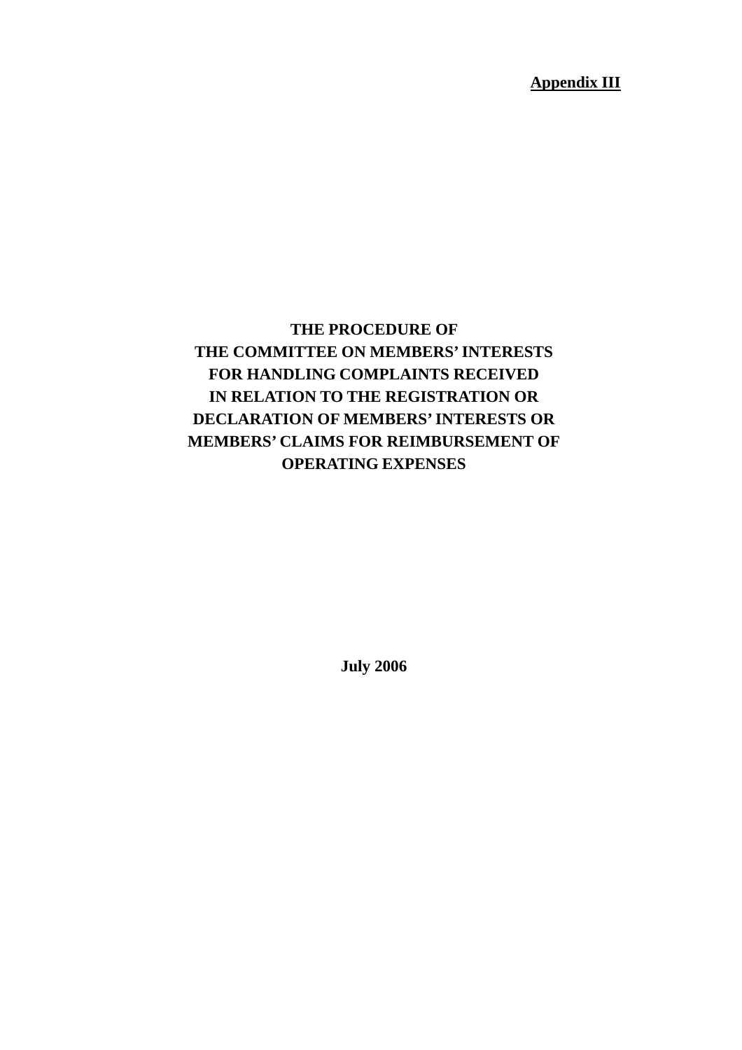**Appendix III**

# THE PROCEDURE OF THE COMMITTEE ON MEMBERS' INTERESTS FOR HANDLING COMPLAINTS RECEIVED IN RELATION TO THE REGISTRATION OR DECLARATION OF MEMBERS' INTERESTS OR MEMBERS' CLAIMS FOR REIMBURSEMENT OF OPERATING EXPENSES

**July 2006**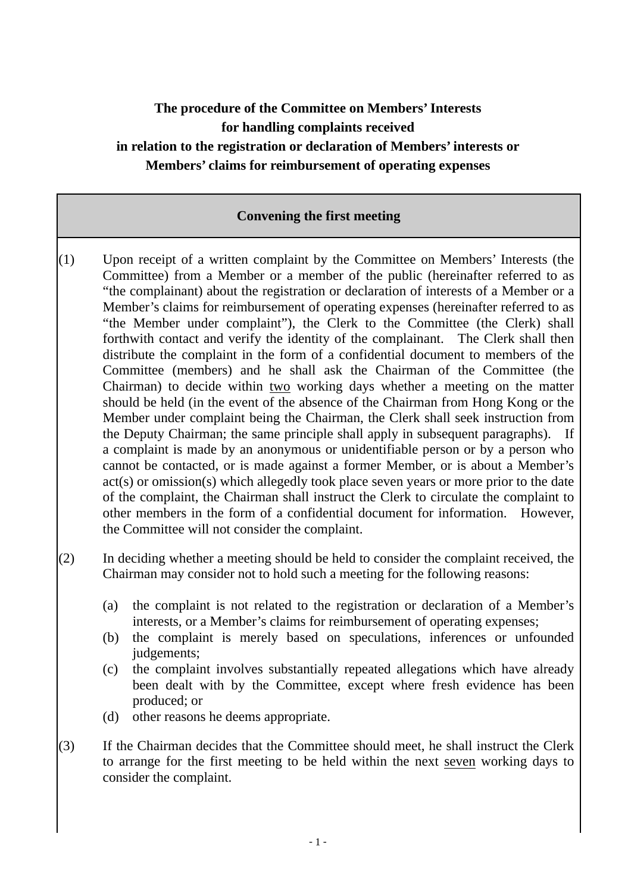**The procedure of the Committee on Members' Interests**
**for handling complaints received**
**in relation to the registration or declaration of Members' interests or**
**Members' claims for reimbursement of operating expenses**

| **Convening the first meeting** |
|---|

(1) Upon receipt of a written complaint by the Committee on Members' Interests (the Committee) from a Member or a member of the public (hereinafter referred to as "the complainant) about the registration or declaration of interests of a Member or a Member's claims for reimbursement of operating expenses (hereinafter referred to as "the Member under complaint"), the Clerk to the Committee (the Clerk) shall forthwith contact and verify the identity of the complainant. The Clerk shall then distribute the complaint in the form of a confidential document to members of the Committee (members) and he shall ask the Chairman of the Committee (the Chairman) to decide within <u>two</u> working days whether a meeting on the matter should be held (in the event of the absence of the Chairman from Hong Kong or the Member under complaint being the Chairman, the Clerk shall seek instruction from the Deputy Chairman; the same principle shall apply in subsequent paragraphs). If a complaint is made by an anonymous or unidentifiable person or by a person who cannot be contacted, or is made against a former Member, or is about a Member's act(s) or omission(s) which allegedly took place seven years or more prior to the date of the complaint, the Chairman shall instruct the Clerk to circulate the complaint to other members in the form of a confidential document for information. However, the Committee will not consider the complaint.

(2) In deciding whether a meeting should be held to consider the complaint received, the Chairman may consider not to hold such a meeting for the following reasons:

  (a) the complaint is not related to the registration or declaration of a Member's interests, or a Member's claims for reimbursement of operating expenses;
  (b) the complaint is merely based on speculations, inferences or unfounded judgements;
  (c) the complaint involves substantially repeated allegations which have already been dealt with by the Committee, except where fresh evidence has been produced; or
  (d) other reasons he deems appropriate.

(3) If the Chairman decides that the Committee should meet, he shall instruct the Clerk to arrange for the first meeting to be held within the next <u>seven</u> working days to consider the complaint.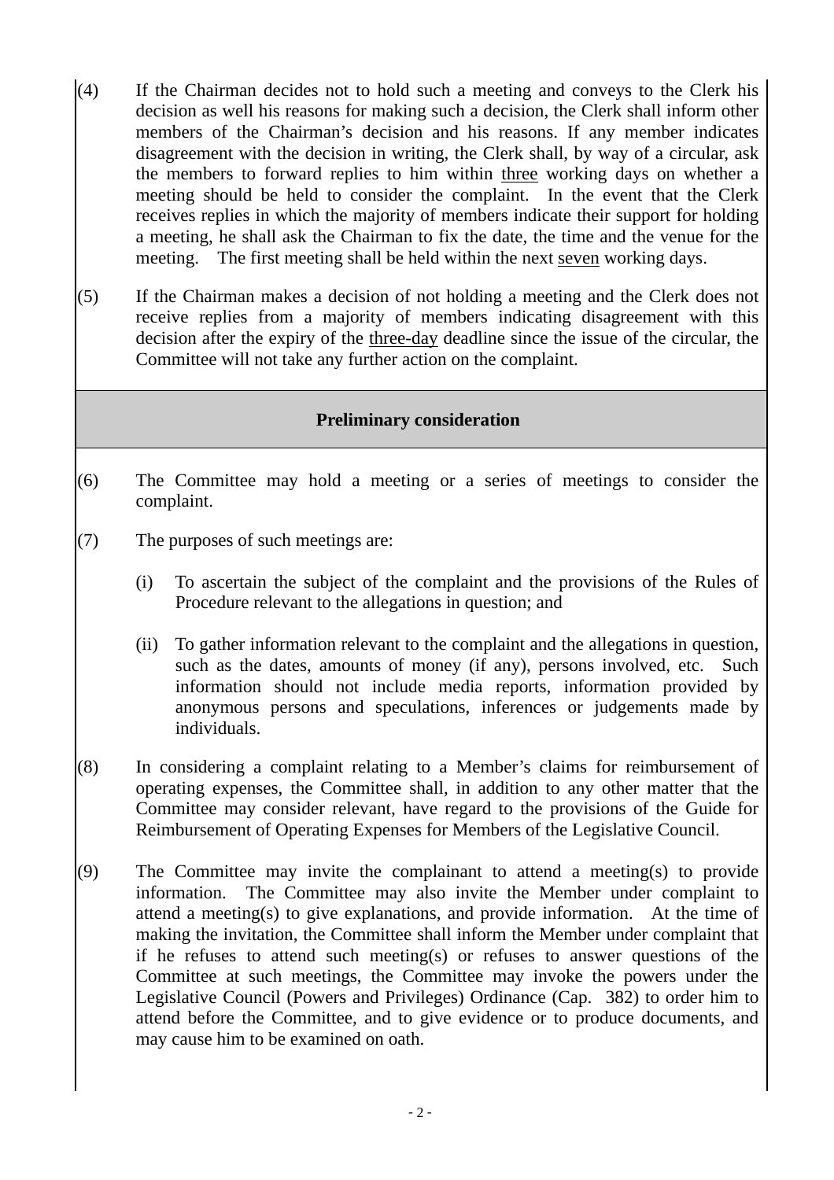(4) If the Chairman decides not to hold such a meeting and conveys to the Clerk his decision as well his reasons for making such a decision, the Clerk shall inform other members of the Chairman's decision and his reasons. If any member indicates disagreement with the decision in writing, the Clerk shall, by way of a circular, ask the members to forward replies to him within <u>three</u> working days on whether a meeting should be held to consider the complaint. In the event that the Clerk receives replies in which the majority of members indicate their support for holding a meeting, he shall ask the Chairman to fix the date, the time and the venue for the meeting. The first meeting shall be held within the next <u>seven</u> working days.

(5) If the Chairman makes a decision of not holding a meeting and the Clerk does not receive replies from a majority of members indicating disagreement with this decision after the expiry of the <u>three-day</u> deadline since the issue of the circular, the Committee will not take any further action on the complaint.

**Preliminary consideration**

(6) The Committee may hold a meeting or a series of meetings to consider the complaint.

(7) The purposes of such meetings are:

  (i) To ascertain the subject of the complaint and the provisions of the Rules of Procedure relevant to the allegations in question; and

  (ii) To gather information relevant to the complaint and the allegations in question, such as the dates, amounts of money (if any), persons involved, etc. Such information should not include media reports, information provided by anonymous persons and speculations, inferences or judgements made by individuals.

(8) In considering a complaint relating to a Member's claims for reimbursement of operating expenses, the Committee shall, in addition to any other matter that the Committee may consider relevant, have regard to the provisions of the Guide for Reimbursement of Operating Expenses for Members of the Legislative Council.

(9) The Committee may invite the complainant to attend a meeting(s) to provide information. The Committee may also invite the Member under complaint to attend a meeting(s) to give explanations, and provide information. At the time of making the invitation, the Committee shall inform the Member under complaint that if he refuses to attend such meeting(s) or refuses to answer questions of the Committee at such meetings, the Committee may invoke the powers under the Legislative Council (Powers and Privileges) Ordinance (Cap. 382) to order him to attend before the Committee, and to give evidence or to produce documents, and may cause him to be examined on oath.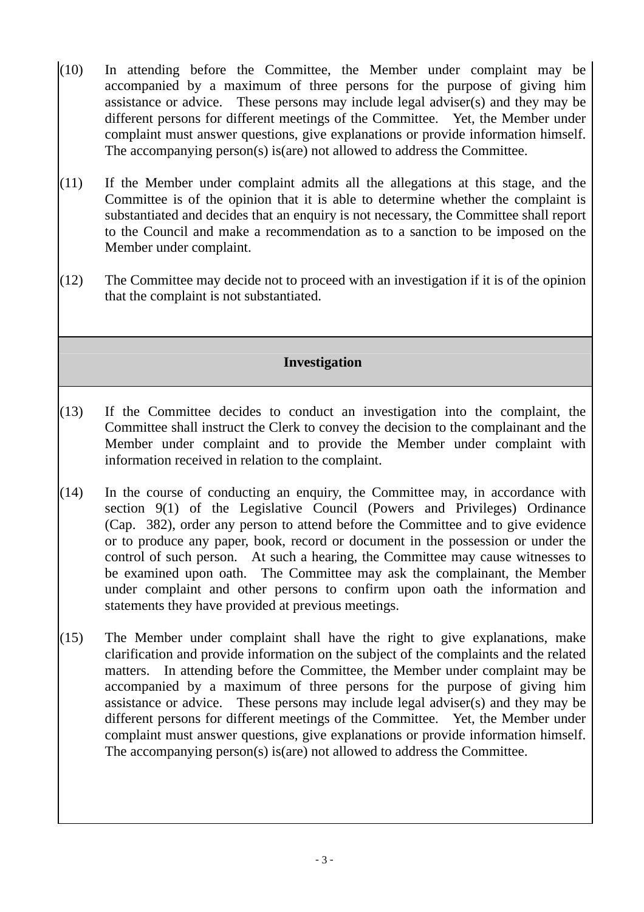(10) In attending before the Committee, the Member under complaint may be accompanied by a maximum of three persons for the purpose of giving him assistance or advice. These persons may include legal adviser(s) and they may be different persons for different meetings of the Committee. Yet, the Member under complaint must answer questions, give explanations or provide information himself. The accompanying person(s) is(are) not allowed to address the Committee.

(11) If the Member under complaint admits all the allegations at this stage, and the Committee is of the opinion that it is able to determine whether the complaint is substantiated and decides that an enquiry is not necessary, the Committee shall report to the Council and make a recommendation as to a sanction to be imposed on the Member under complaint.

(12) The Committee may decide not to proceed with an investigation if it is of the opinion that the complaint is not substantiated.

## Investigation

(13) If the Committee decides to conduct an investigation into the complaint, the Committee shall instruct the Clerk to convey the decision to the complainant and the Member under complaint and to provide the Member under complaint with information received in relation to the complaint.

(14) In the course of conducting an enquiry, the Committee may, in accordance with section 9(1) of the Legislative Council (Powers and Privileges) Ordinance (Cap. 382), order any person to attend before the Committee and to give evidence or to produce any paper, book, record or document in the possession or under the control of such person. At such a hearing, the Committee may cause witnesses to be examined upon oath. The Committee may ask the complainant, the Member under complaint and other persons to confirm upon oath the information and statements they have provided at previous meetings.

(15) The Member under complaint shall have the right to give explanations, make clarification and provide information on the subject of the complaints and the related matters. In attending before the Committee, the Member under complaint may be accompanied by a maximum of three persons for the purpose of giving him assistance or advice. These persons may include legal adviser(s) and they may be different persons for different meetings of the Committee. Yet, the Member under complaint must answer questions, give explanations or provide information himself. The accompanying person(s) is(are) not allowed to address the Committee.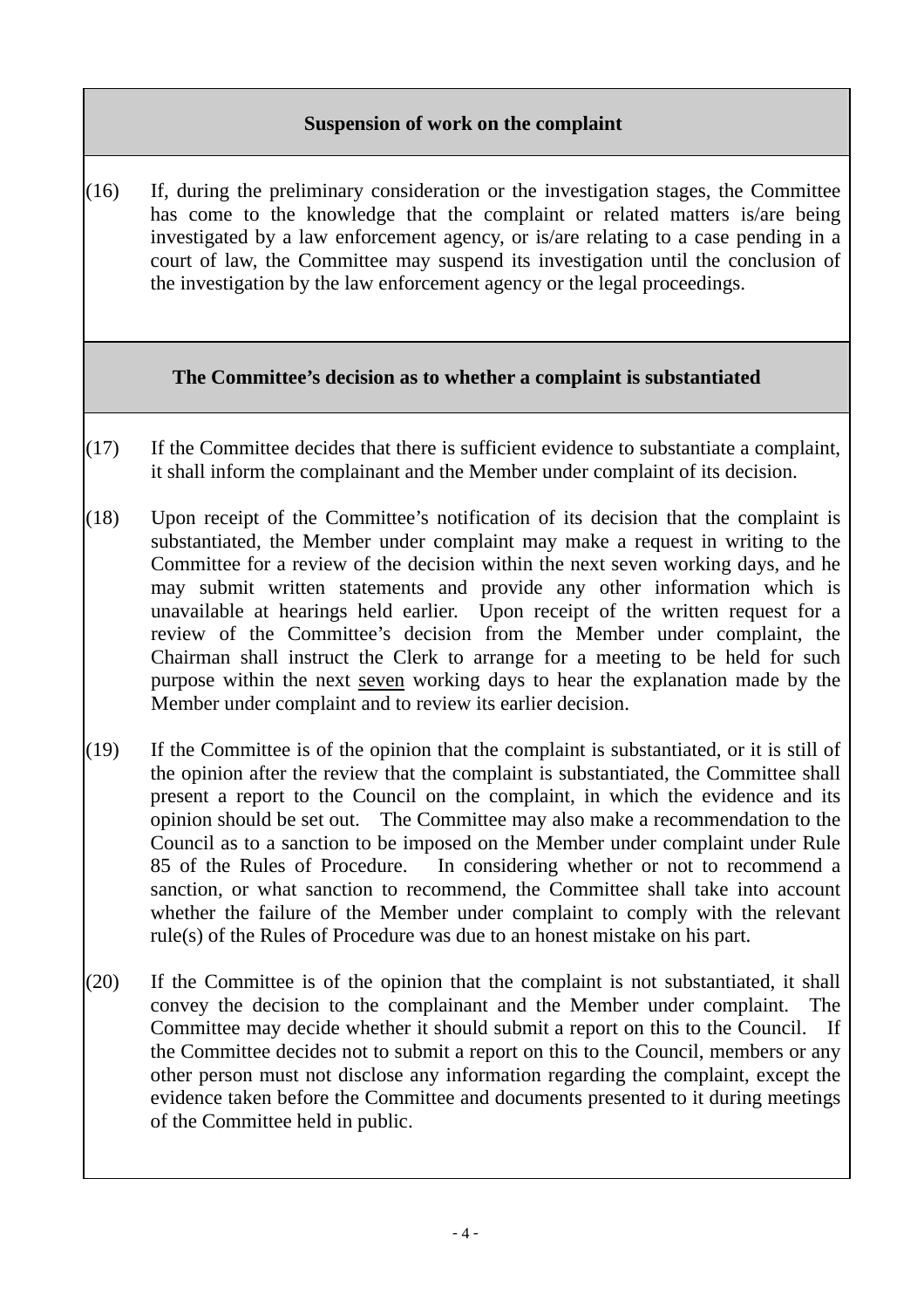**Suspension of work on the complaint**

(16) If, during the preliminary consideration or the investigation stages, the Committee has come to the knowledge that the complaint or related matters is/are being investigated by a law enforcement agency, or is/are relating to a case pending in a court of law, the Committee may suspend its investigation until the conclusion of the investigation by the law enforcement agency or the legal proceedings.

**The Committee's decision as to whether a complaint is substantiated**

(17) If the Committee decides that there is sufficient evidence to substantiate a complaint, it shall inform the complainant and the Member under complaint of its decision.

(18) Upon receipt of the Committee's notification of its decision that the complaint is substantiated, the Member under complaint may make a request in writing to the Committee for a review of the decision within the next seven working days, and he may submit written statements and provide any other information which is unavailable at hearings held earlier. Upon receipt of the written request for a review of the Committee's decision from the Member under complaint, the Chairman shall instruct the Clerk to arrange for a meeting to be held for such purpose within the next <u>seven</u> working days to hear the explanation made by the Member under complaint and to review its earlier decision.

(19) If the Committee is of the opinion that the complaint is substantiated, or it is still of the opinion after the review that the complaint is substantiated, the Committee shall present a report to the Council on the complaint, in which the evidence and its opinion should be set out. The Committee may also make a recommendation to the Council as to a sanction to be imposed on the Member under complaint under Rule 85 of the Rules of Procedure. In considering whether or not to recommend a sanction, or what sanction to recommend, the Committee shall take into account whether the failure of the Member under complaint to comply with the relevant rule(s) of the Rules of Procedure was due to an honest mistake on his part.

(20) If the Committee is of the opinion that the complaint is not substantiated, it shall convey the decision to the complainant and the Member under complaint. The Committee may decide whether it should submit a report on this to the Council. If the Committee decides not to submit a report on this to the Council, members or any other person must not disclose any information regarding the complaint, except the evidence taken before the Committee and documents presented to it during meetings of the Committee held in public.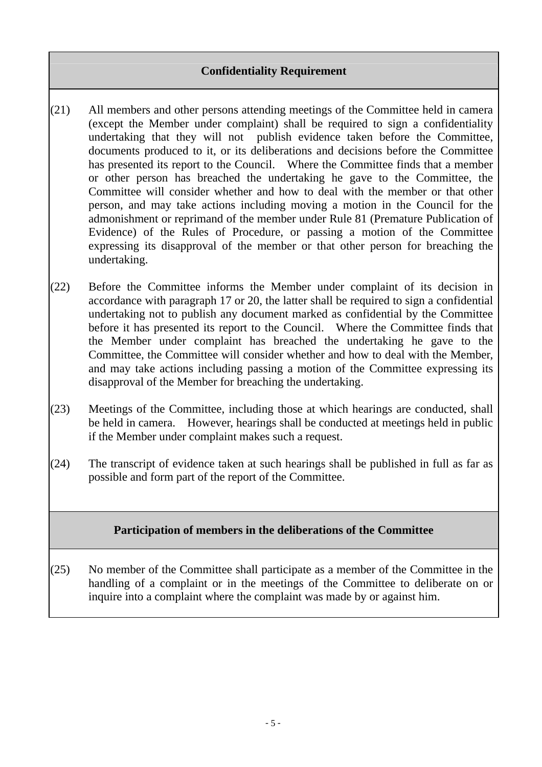## Confidentiality Requirement

(21) All members and other persons attending meetings of the Committee held in camera (except the Member under complaint) shall be required to sign a confidentiality undertaking that they will not publish evidence taken before the Committee, documents produced to it, or its deliberations and decisions before the Committee has presented its report to the Council. Where the Committee finds that a member or other person has breached the undertaking he gave to the Committee, the Committee will consider whether and how to deal with the member or that other person, and may take actions including moving a motion in the Council for the admonishment or reprimand of the member under Rule 81 (Premature Publication of Evidence) of the Rules of Procedure, or passing a motion of the Committee expressing its disapproval of the member or that other person for breaching the undertaking.

(22) Before the Committee informs the Member under complaint of its decision in accordance with paragraph 17 or 20, the latter shall be required to sign a confidential undertaking not to publish any document marked as confidential by the Committee before it has presented its report to the Council. Where the Committee finds that the Member under complaint has breached the undertaking he gave to the Committee, the Committee will consider whether and how to deal with the Member, and may take actions including passing a motion of the Committee expressing its disapproval of the Member for breaching the undertaking.

(23) Meetings of the Committee, including those at which hearings are conducted, shall be held in camera. However, hearings shall be conducted at meetings held in public if the Member under complaint makes such a request.

(24) The transcript of evidence taken at such hearings shall be published in full as far as possible and form part of the report of the Committee.

## Participation of members in the deliberations of the Committee

(25) No member of the Committee shall participate as a member of the Committee in the handling of a complaint or in the meetings of the Committee to deliberate on or inquire into a complaint where the complaint was made by or against him.